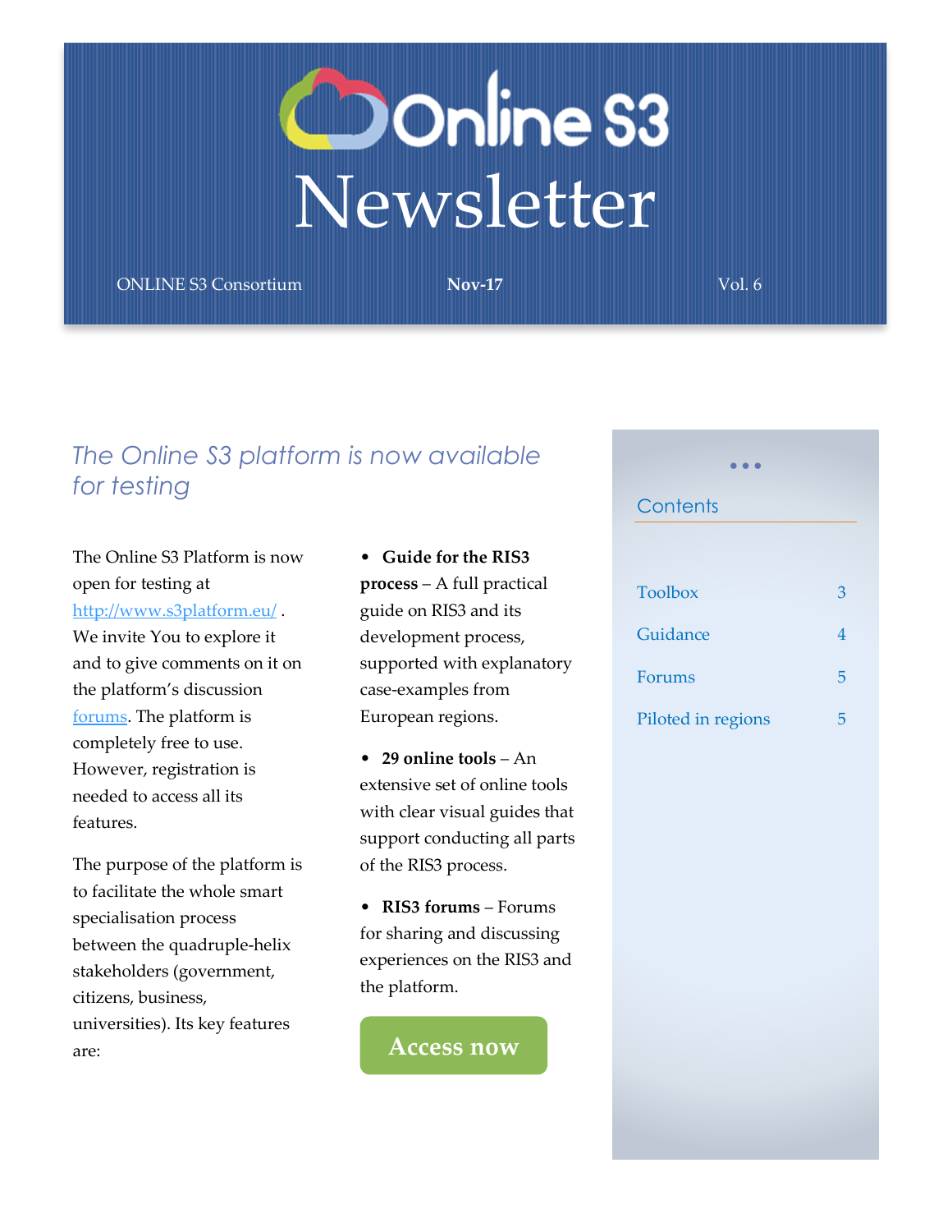# Online S3 Newsletter

ONLINE S3 Consortium **Nov-17** Vol. 6

## *The Online S3 platform is now available for testing*

The Online S3 Platform is now open for testing at http://www.s3platform.eu/ . We invite You to explore it and to give comments on it on the platform's discussion forums. The platform is completely free to use. However, registration is needed to access all its features.

The purpose of the platform is to facilitate the whole smart specialisation process between the quadruple-helix stakeholders (government, citizens, business, universities). Its key features are:

- **Guide for the RIS3 process** – A full practical guide on RIS3 and its development process, supported with explanatory case-examples from European regions.
- **29 online tools** – An extensive set of online tools with clear visual guides that support conducting all parts of the RIS3 process.
- **RIS3 forums** – Forums for sharing and discussing experiences on the RIS3 and the platform.

**Access now**

### Contents

| | |
|---|---|
| Toolbox | 3 |
| Guidance | 4 |
| Forums | 5 |
| Piloted in regions | 5 |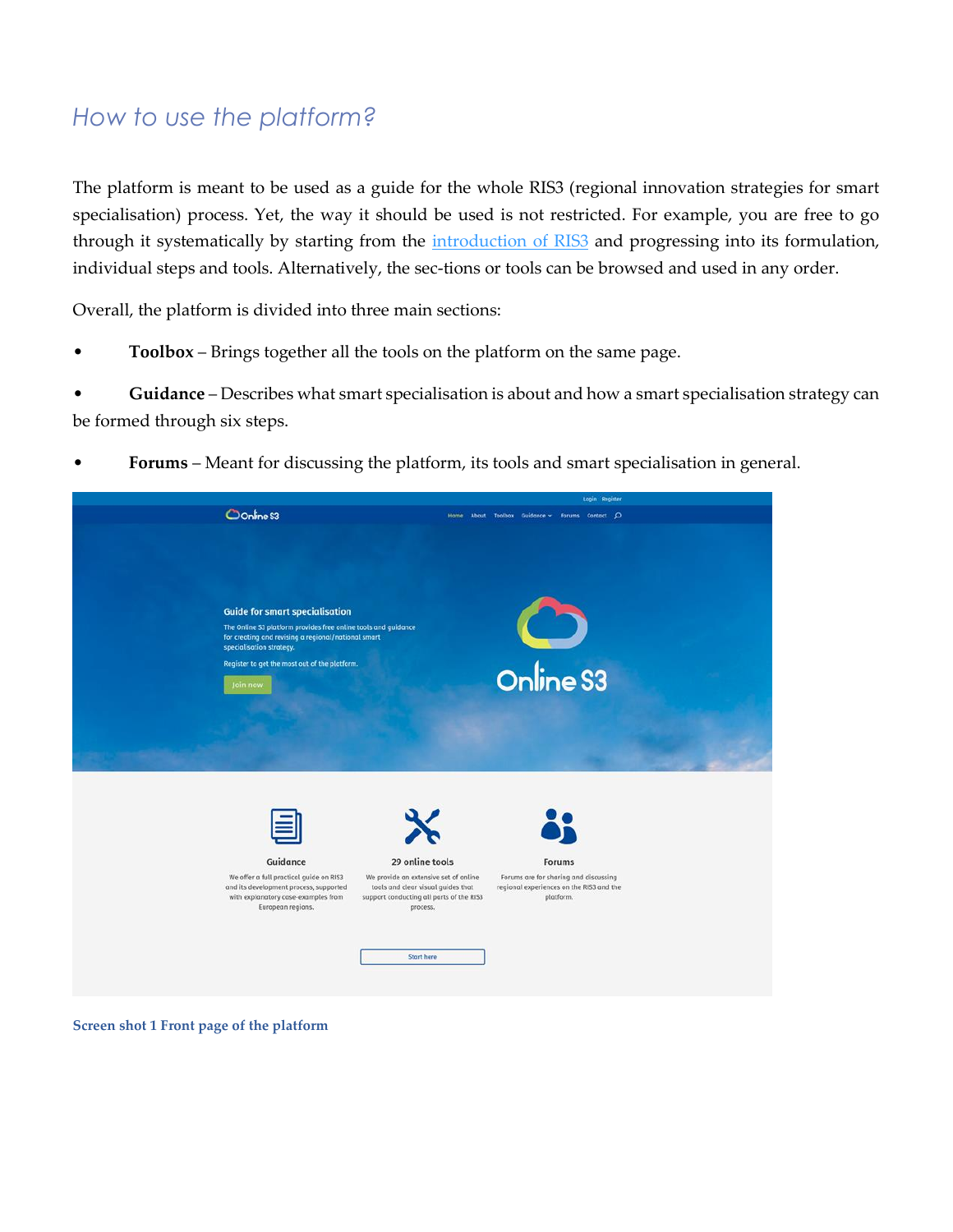## *How to use the platform?*

The platform is meant to be used as a guide for the whole RIS3 (regional innovation strategies for smart specialisation) process. Yet, the way it should be used is not restricted. For example, you are free to go through it systematically by starting from the [introduction of RIS3](#) and progressing into its formulation, individual steps and tools. Alternatively, the sec-tions or tools can be browsed and used in any order.

Overall, the platform is divided into three main sections:

- **Toolbox** – Brings together all the tools on the platform on the same page.
- **Guidance** – Describes what smart specialisation is about and how a smart specialisation strategy can be formed through six steps.
- **Forums** – Meant for discussing the platform, its tools and smart specialisation in general.

**Screen shot 1 Front page of the platform**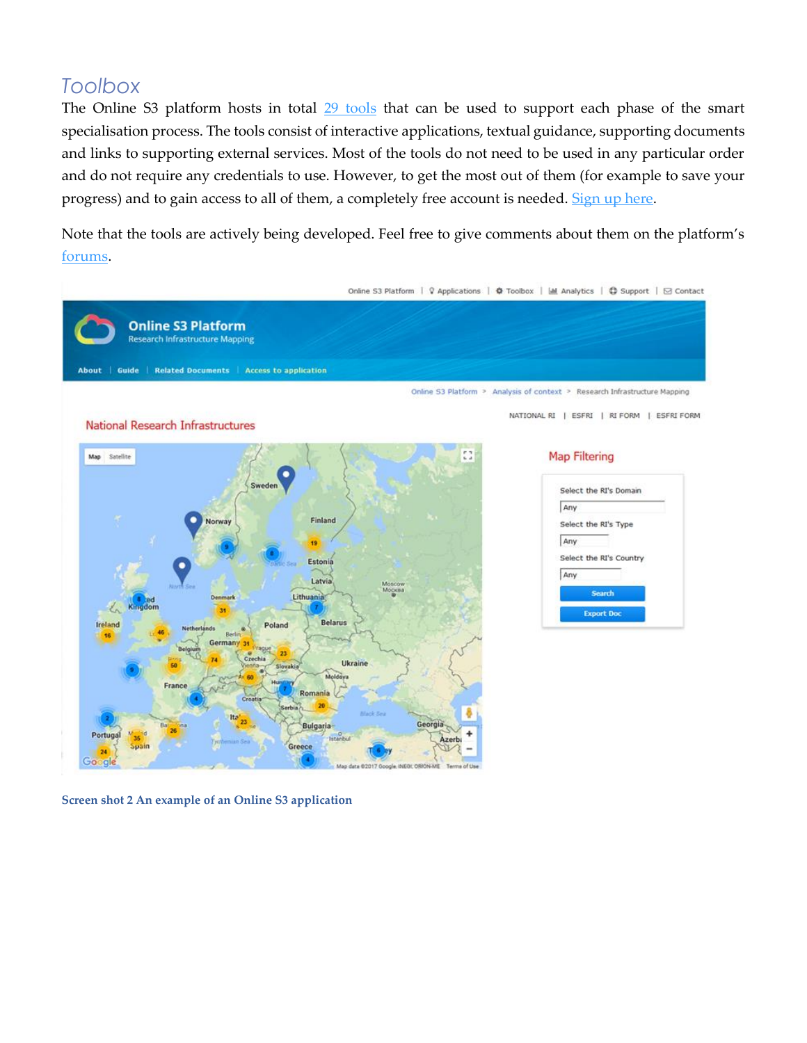## Toolbox

The Online S3 platform hosts in total [29 tools](#) that can be used to support each phase of the smart specialisation process. The tools consist of interactive applications, textual guidance, supporting documents and links to supporting external services. Most of the tools do not need to be used in any particular order and do not require any credentials to use. However, to get the most out of them (for example to save your progress) and to gain access to all of them, a completely free account is needed. [Sign up here](#).

Note that the tools are actively being developed. Feel free to give comments about them on the platform's [forums](#).

**Screen shot 2 An example of an Online S3 application**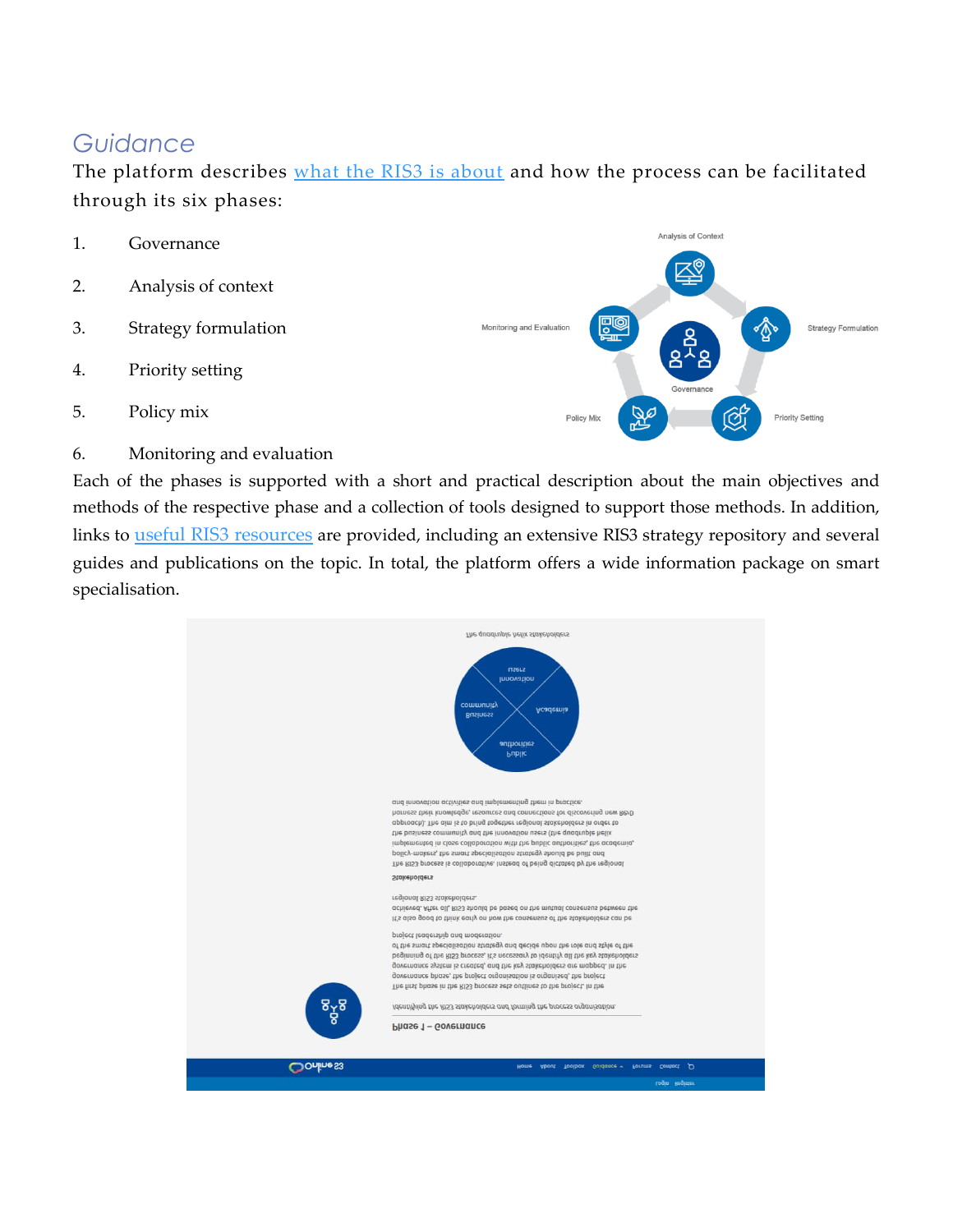## Guidance

The platform describes [what the RIS3 is about](#) and how the process can be facilitated through its six phases:

1. Governance
2. Analysis of context
3. Strategy formulation
4. Priority setting
5. Policy mix
6. Monitoring and evaluation

Each of the phases is supported with a short and practical description about the main objectives and methods of the respective phase and a collection of tools designed to support those methods. In addition, links to [useful RIS3 resources](#) are provided, including an extensive RIS3 strategy repository and several guides and publications on the topic. In total, the platform offers a wide information package on smart specialisation.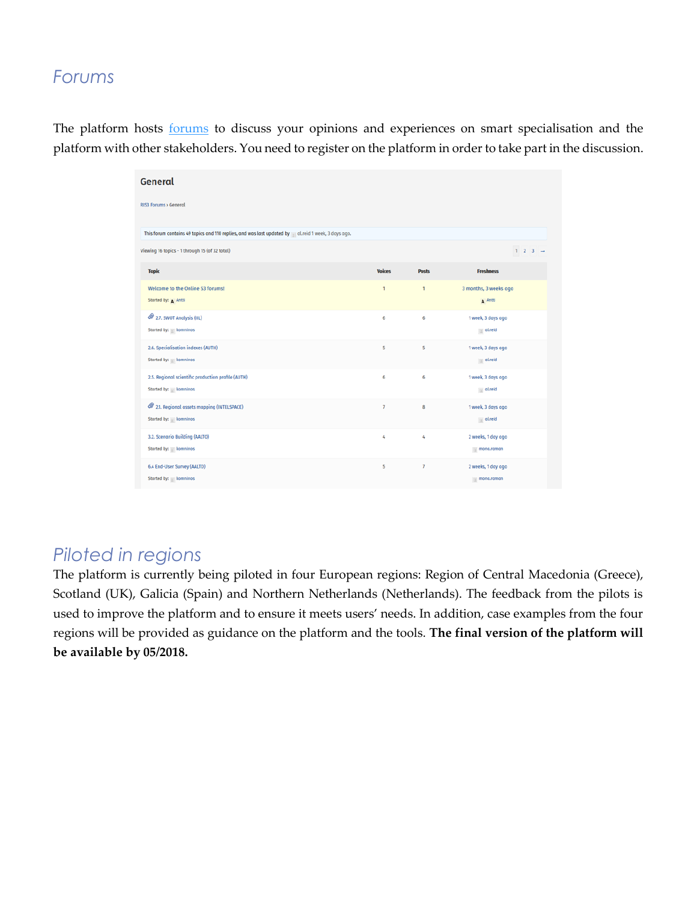## Forums

The platform hosts forums to discuss your opinions and experiences on smart specialisation and the platform with other stakeholders. You need to register on the platform in order to take part in the discussion.

**General**

RIS3 Forums › General

This forum contains 49 topics and 110 replies, and was last updated by al.reid 1 week, 3 days ago.

Viewing 16 topics - 1 through 15 (of 32 total)

1 2 3 →

| Topic | Voices | Posts | Freshness |
| --- | --- | --- | --- |
| Welcome to the Online S3 forums! Started by: Antti | 1 | 1 | 3 months, 3 weeks ago Antti |
| 2.7. SWOT Analysis (IIL) Started by: komninos | 6 | 6 | 1 week, 3 days ago al.reid |
| 2.6. Specialisation indexes (AUTH) Started by: komninos | 5 | 5 | 1 week, 3 days ago al.reid |
| 2.5. Regional scientific production profile (AUTH) Started by: komninos | 6 | 6 | 1 week, 3 days ago al.reid |
| 2.1. Regional assets mapping (INTELSPACE) Started by: komninos | 7 | 8 | 1 week, 3 days ago al.reid |
| 3.2. Scenario Building (AALTO) Started by: komninos | 4 | 4 | 2 weeks, 1 day ago mona.roman |
| 6.4 End-User Survey (AALTO) Started by: komninos | 5 | 7 | 2 weeks, 1 day ago mona.roman |

## Piloted in regions

The platform is currently being piloted in four European regions: Region of Central Macedonia (Greece), Scotland (UK), Galicia (Spain) and Northern Netherlands (Netherlands). The feedback from the pilots is used to improve the platform and to ensure it meets users' needs. In addition, case examples from the four regions will be provided as guidance on the platform and the tools. **The final version of the platform will be available by 05/2018.**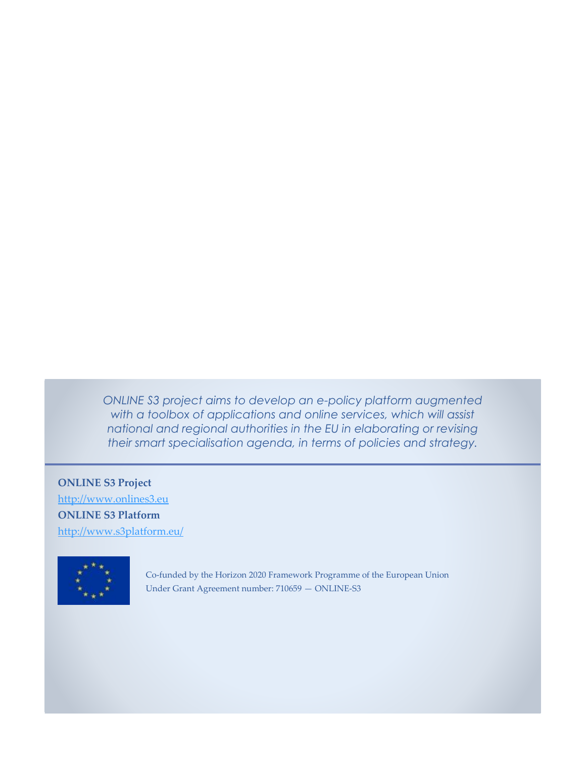*ONLINE S3 project aims to develop an e-policy platform augmented with a toolbox of applications and online services, which will assist national and regional authorities in the EU in elaborating or revising their smart specialisation agenda, in terms of policies and strategy.*

---

**ONLINE S3 Project**

http://www.onlines3.eu

**ONLINE S3 Platform**

http://www.s3platform.eu/

Co-funded by the Horizon 2020 Framework Programme of the European Union
Under Grant Agreement number: 710659 — ONLINE-S3